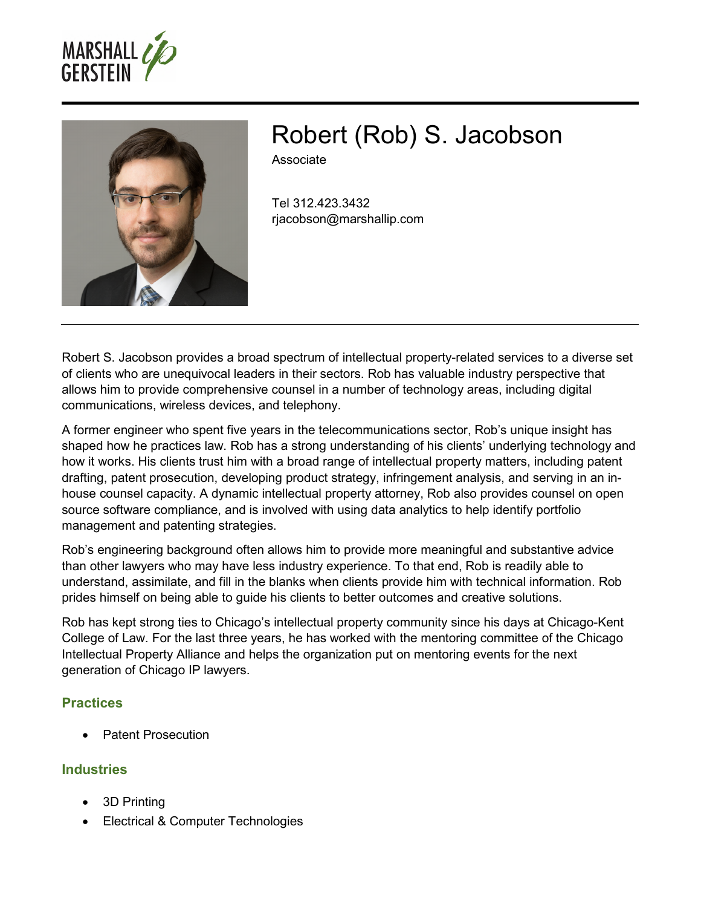# Robert (Rob) S. Jacobson

Associate

Tel 312.423.3432
rjacobson@marshallip.com

Robert S. Jacobson provides a broad spectrum of intellectual property-related services to a diverse set of clients who are unequivocal leaders in their sectors. Rob has valuable industry perspective that allows him to provide comprehensive counsel in a number of technology areas, including digital communications, wireless devices, and telephony.

A former engineer who spent five years in the telecommunications sector, Rob's unique insight has shaped how he practices law. Rob has a strong understanding of his clients' underlying technology and how it works. His clients trust him with a broad range of intellectual property matters, including patent drafting, patent prosecution, developing product strategy, infringement analysis, and serving in an in-house counsel capacity. A dynamic intellectual property attorney, Rob also provides counsel on open source software compliance, and is involved with using data analytics to help identify portfolio management and patenting strategies.

Rob's engineering background often allows him to provide more meaningful and substantive advice than other lawyers who may have less industry experience. To that end, Rob is readily able to understand, assimilate, and fill in the blanks when clients provide him with technical information. Rob prides himself on being able to guide his clients to better outcomes and creative solutions.

Rob has kept strong ties to Chicago's intellectual property community since his days at Chicago-Kent College of Law. For the last three years, he has worked with the mentoring committee of the Chicago Intellectual Property Alliance and helps the organization put on mentoring events for the next generation of Chicago IP lawyers.

## Practices

- Patent Prosecution

## Industries

- 3D Printing
- Electrical & Computer Technologies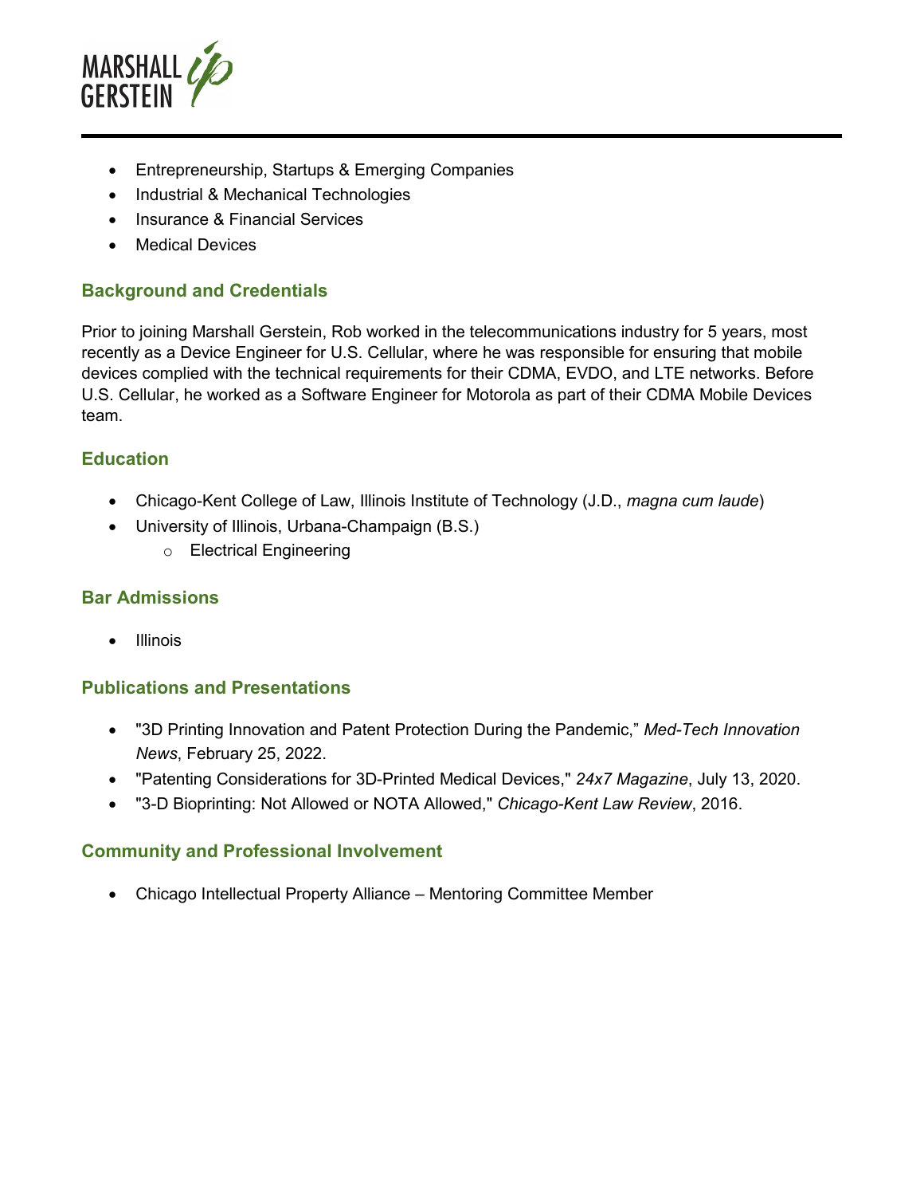- Entrepreneurship, Startups & Emerging Companies
- Industrial & Mechanical Technologies
- Insurance & Financial Services
- Medical Devices

## Background and Credentials

Prior to joining Marshall Gerstein, Rob worked in the telecommunications industry for 5 years, most recently as a Device Engineer for U.S. Cellular, where he was responsible for ensuring that mobile devices complied with the technical requirements for their CDMA, EVDO, and LTE networks. Before U.S. Cellular, he worked as a Software Engineer for Motorola as part of their CDMA Mobile Devices team.

## Education

- Chicago-Kent College of Law, Illinois Institute of Technology (J.D., *magna cum laude*)
- University of Illinois, Urbana-Champaign (B.S.)
  - Electrical Engineering

## Bar Admissions

- Illinois

## Publications and Presentations

- "3D Printing Innovation and Patent Protection During the Pandemic," *Med-Tech Innovation News*, February 25, 2022.
- "Patenting Considerations for 3D-Printed Medical Devices," *24x7 Magazine*, July 13, 2020.
- "3-D Bioprinting: Not Allowed or NOTA Allowed," *Chicago-Kent Law Review*, 2016.

## Community and Professional Involvement

- Chicago Intellectual Property Alliance – Mentoring Committee Member